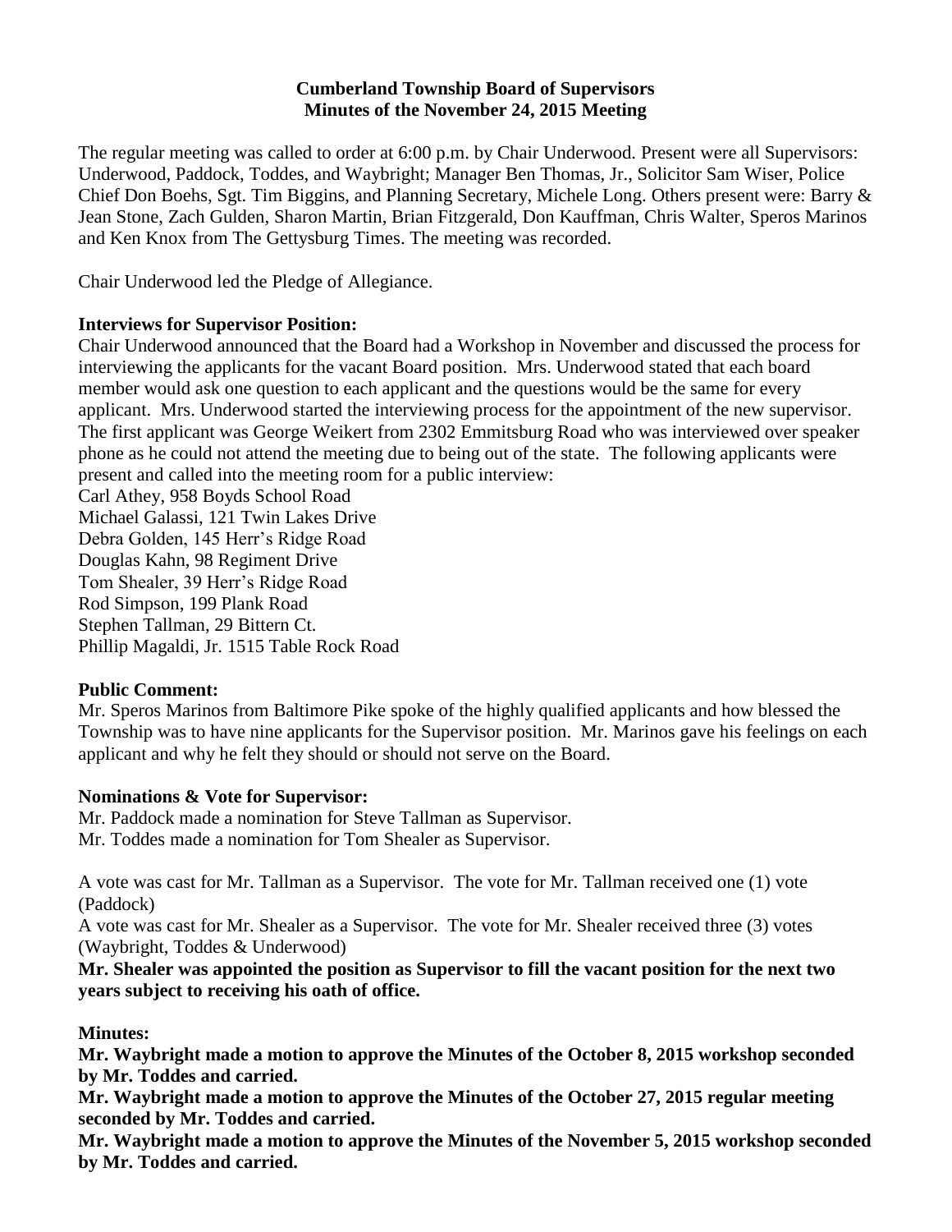# Cumberland Township Board of Supervisors
## Minutes of the November 24, 2015 Meeting

The regular meeting was called to order at 6:00 p.m. by Chair Underwood. Present were all Supervisors: Underwood, Paddock, Toddes, and Waybright; Manager Ben Thomas, Jr., Solicitor Sam Wiser, Police Chief Don Boehs, Sgt. Tim Biggins, and Planning Secretary, Michele Long. Others present were: Barry & Jean Stone, Zach Gulden, Sharon Martin, Brian Fitzgerald, Don Kauffman, Chris Walter, Speros Marinos and Ken Knox from The Gettysburg Times. The meeting was recorded.

Chair Underwood led the Pledge of Allegiance.

**Interviews for Supervisor Position:**
Chair Underwood announced that the Board had a Workshop in November and discussed the process for interviewing the applicants for the vacant Board position. Mrs. Underwood stated that each board member would ask one question to each applicant and the questions would be the same for every applicant. Mrs. Underwood started the interviewing process for the appointment of the new supervisor. The first applicant was George Weikert from 2302 Emmitsburg Road who was interviewed over speaker phone as he could not attend the meeting due to being out of the state. The following applicants were present and called into the meeting room for a public interview:
Carl Athey, 958 Boyds School Road
Michael Galassi, 121 Twin Lakes Drive
Debra Golden, 145 Herr's Ridge Road
Douglas Kahn, 98 Regiment Drive
Tom Shealer, 39 Herr's Ridge Road
Rod Simpson, 199 Plank Road
Stephen Tallman, 29 Bittern Ct.
Phillip Magaldi, Jr. 1515 Table Rock Road

**Public Comment:**
Mr. Speros Marinos from Baltimore Pike spoke of the highly qualified applicants and how blessed the Township was to have nine applicants for the Supervisor position. Mr. Marinos gave his feelings on each applicant and why he felt they should or should not serve on the Board.

**Nominations & Vote for Supervisor:**
Mr. Paddock made a nomination for Steve Tallman as Supervisor.
Mr. Toddes made a nomination for Tom Shealer as Supervisor.

A vote was cast for Mr. Tallman as a Supervisor. The vote for Mr. Tallman received one (1) vote (Paddock)
A vote was cast for Mr. Shealer as a Supervisor. The vote for Mr. Shealer received three (3) votes (Waybright, Toddes & Underwood)
**Mr. Shealer was appointed the position as Supervisor to fill the vacant position for the next two years subject to receiving his oath of office.**

**Minutes:**
**Mr. Waybright made a motion to approve the Minutes of the October 8, 2015 workshop seconded by Mr. Toddes and carried.**
**Mr. Waybright made a motion to approve the Minutes of the October 27, 2015 regular meeting seconded by Mr. Toddes and carried.**
**Mr. Waybright made a motion to approve the Minutes of the November 5, 2015 workshop seconded by Mr. Toddes and carried.**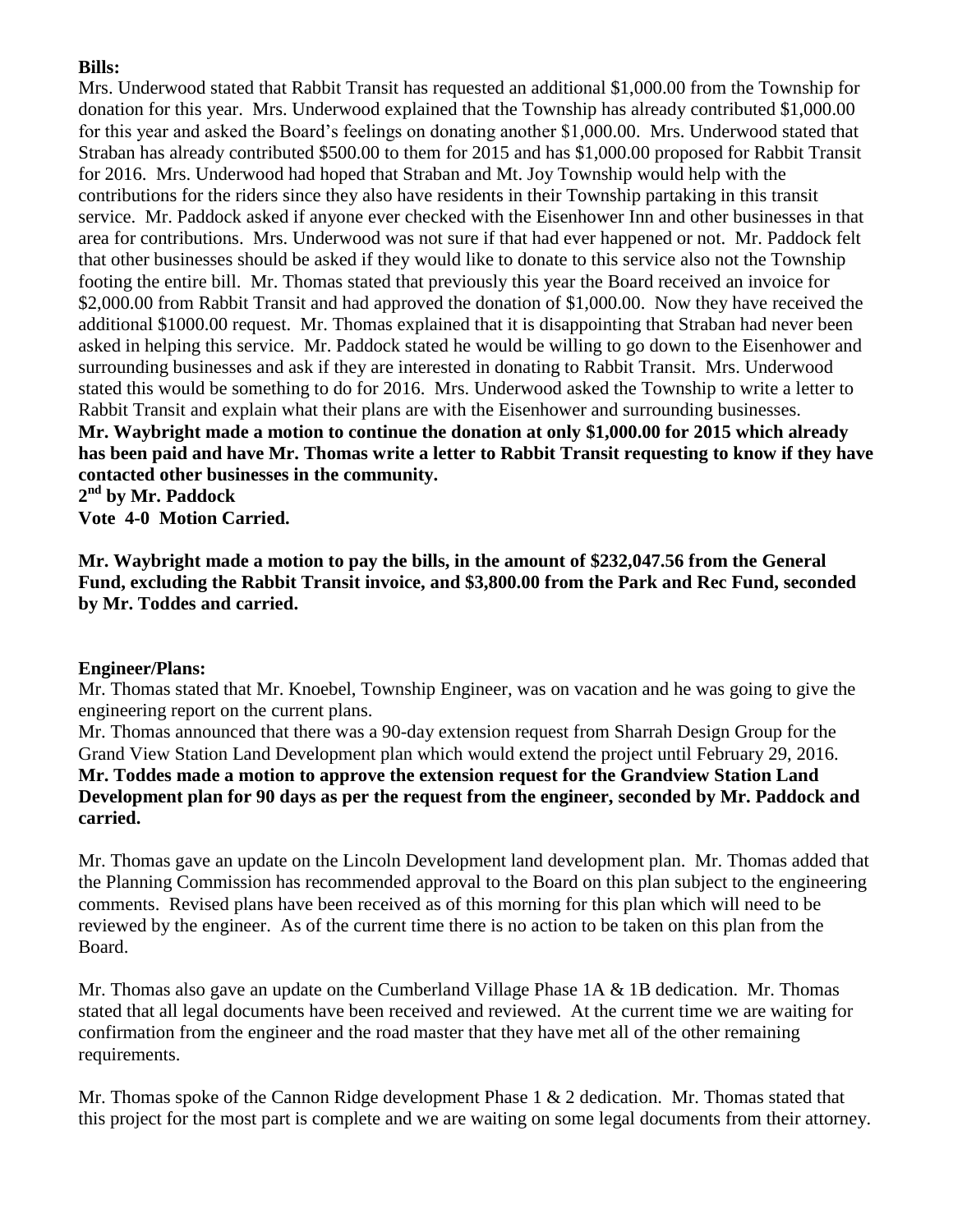**Bills:**

Mrs. Underwood stated that Rabbit Transit has requested an additional $1,000.00 from the Township for donation for this year. Mrs. Underwood explained that the Township has already contributed $1,000.00 for this year and asked the Board's feelings on donating another $1,000.00. Mrs. Underwood stated that Straban has already contributed $500.00 to them for 2015 and has $1,000.00 proposed for Rabbit Transit for 2016. Mrs. Underwood had hoped that Straban and Mt. Joy Township would help with the contributions for the riders since they also have residents in their Township partaking in this transit service. Mr. Paddock asked if anyone ever checked with the Eisenhower Inn and other businesses in that area for contributions. Mrs. Underwood was not sure if that had ever happened or not. Mr. Paddock felt that other businesses should be asked if they would like to donate to this service also not the Township footing the entire bill. Mr. Thomas stated that previously this year the Board received an invoice for $2,000.00 from Rabbit Transit and had approved the donation of $1,000.00. Now they have received the additional $1000.00 request. Mr. Thomas explained that it is disappointing that Straban had never been asked in helping this service. Mr. Paddock stated he would be willing to go down to the Eisenhower and surrounding businesses and ask if they are interested in donating to Rabbit Transit. Mrs. Underwood stated this would be something to do for 2016. Mrs. Underwood asked the Township to write a letter to Rabbit Transit and explain what their plans are with the Eisenhower and surrounding businesses.

**Mr. Waybright made a motion to continue the donation at only $1,000.00 for 2015 which already has been paid and have Mr. Thomas write a letter to Rabbit Transit requesting to know if they have contacted other businesses in the community.**

**2nd by Mr. Paddock**

**Vote 4-0 Motion Carried.**

**Mr. Waybright made a motion to pay the bills, in the amount of $232,047.56 from the General Fund, excluding the Rabbit Transit invoice, and $3,800.00 from the Park and Rec Fund, seconded by Mr. Toddes and carried.**

**Engineer/Plans:**

Mr. Thomas stated that Mr. Knoebel, Township Engineer, was on vacation and he was going to give the engineering report on the current plans.

Mr. Thomas announced that there was a 90-day extension request from Sharrah Design Group for the Grand View Station Land Development plan which would extend the project until February 29, 2016.

**Mr. Toddes made a motion to approve the extension request for the Grandview Station Land Development plan for 90 days as per the request from the engineer, seconded by Mr. Paddock and carried.**

Mr. Thomas gave an update on the Lincoln Development land development plan. Mr. Thomas added that the Planning Commission has recommended approval to the Board on this plan subject to the engineering comments. Revised plans have been received as of this morning for this plan which will need to be reviewed by the engineer. As of the current time there is no action to be taken on this plan from the Board.

Mr. Thomas also gave an update on the Cumberland Village Phase 1A & 1B dedication. Mr. Thomas stated that all legal documents have been received and reviewed. At the current time we are waiting for confirmation from the engineer and the road master that they have met all of the other remaining requirements.

Mr. Thomas spoke of the Cannon Ridge development Phase 1 & 2 dedication. Mr. Thomas stated that this project for the most part is complete and we are waiting on some legal documents from their attorney.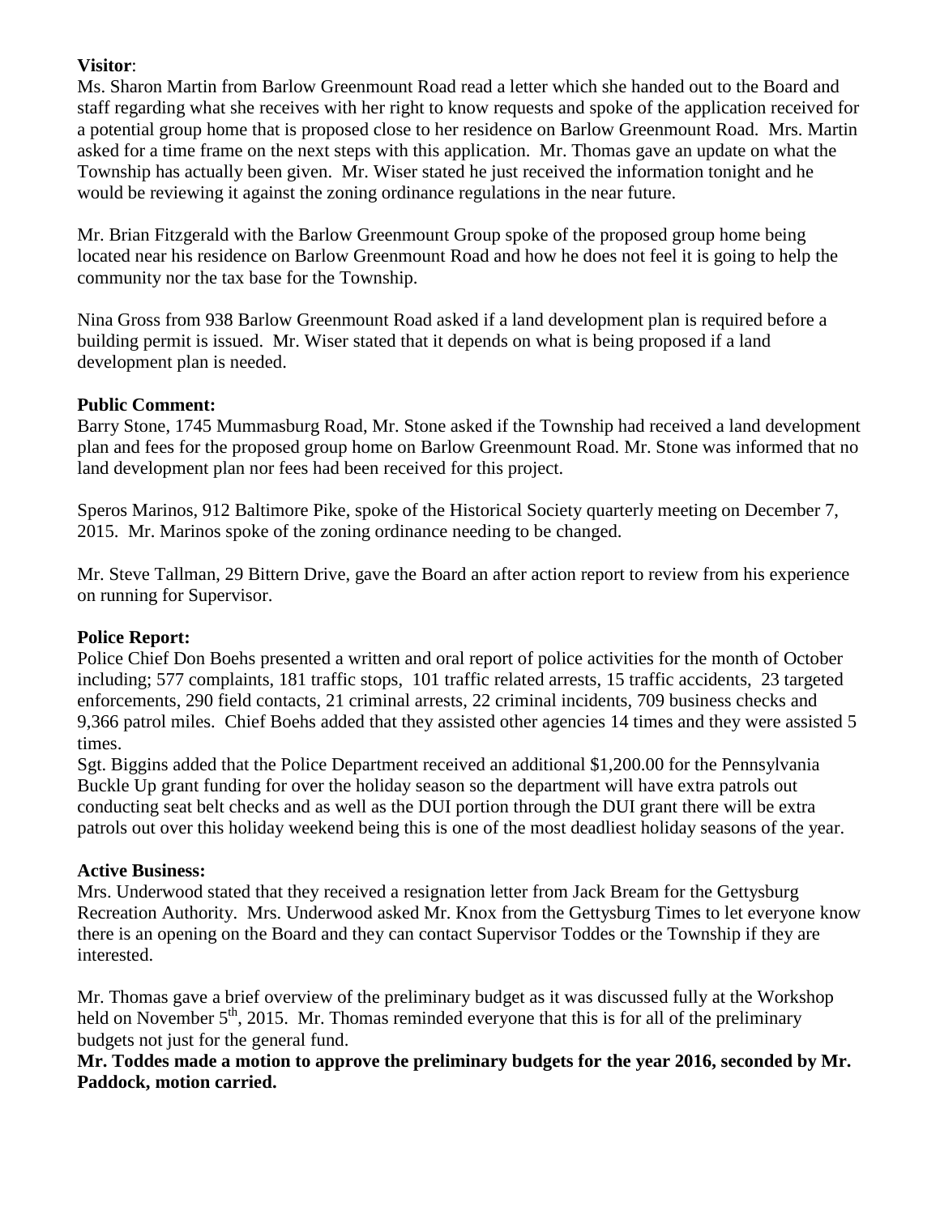**Visitor**:

Ms. Sharon Martin from Barlow Greenmount Road read a letter which she handed out to the Board and staff regarding what she receives with her right to know requests and spoke of the application received for a potential group home that is proposed close to her residence on Barlow Greenmount Road. Mrs. Martin asked for a time frame on the next steps with this application. Mr. Thomas gave an update on what the Township has actually been given. Mr. Wiser stated he just received the information tonight and he would be reviewing it against the zoning ordinance regulations in the near future.

Mr. Brian Fitzgerald with the Barlow Greenmount Group spoke of the proposed group home being located near his residence on Barlow Greenmount Road and how he does not feel it is going to help the community nor the tax base for the Township.

Nina Gross from 938 Barlow Greenmount Road asked if a land development plan is required before a building permit is issued. Mr. Wiser stated that it depends on what is being proposed if a land development plan is needed.

**Public Comment:**

Barry Stone, 1745 Mummasburg Road, Mr. Stone asked if the Township had received a land development plan and fees for the proposed group home on Barlow Greenmount Road. Mr. Stone was informed that no land development plan nor fees had been received for this project.

Speros Marinos, 912 Baltimore Pike, spoke of the Historical Society quarterly meeting on December 7, 2015. Mr. Marinos spoke of the zoning ordinance needing to be changed.

Mr. Steve Tallman, 29 Bittern Drive, gave the Board an after action report to review from his experience on running for Supervisor.

**Police Report:**

Police Chief Don Boehs presented a written and oral report of police activities for the month of October including; 577 complaints, 181 traffic stops, 101 traffic related arrests, 15 traffic accidents, 23 targeted enforcements, 290 field contacts, 21 criminal arrests, 22 criminal incidents, 709 business checks and 9,366 patrol miles. Chief Boehs added that they assisted other agencies 14 times and they were assisted 5 times.

Sgt. Biggins added that the Police Department received an additional $1,200.00 for the Pennsylvania Buckle Up grant funding for over the holiday season so the department will have extra patrols out conducting seat belt checks and as well as the DUI portion through the DUI grant there will be extra patrols out over this holiday weekend being this is one of the most deadliest holiday seasons of the year.

**Active Business:**

Mrs. Underwood stated that they received a resignation letter from Jack Bream for the Gettysburg Recreation Authority. Mrs. Underwood asked Mr. Knox from the Gettysburg Times to let everyone know there is an opening on the Board and they can contact Supervisor Toddes or the Township if they are interested.

Mr. Thomas gave a brief overview of the preliminary budget as it was discussed fully at the Workshop held on November 5th, 2015. Mr. Thomas reminded everyone that this is for all of the preliminary budgets not just for the general fund.

**Mr. Toddes made a motion to approve the preliminary budgets for the year 2016, seconded by Mr. Paddock, motion carried.**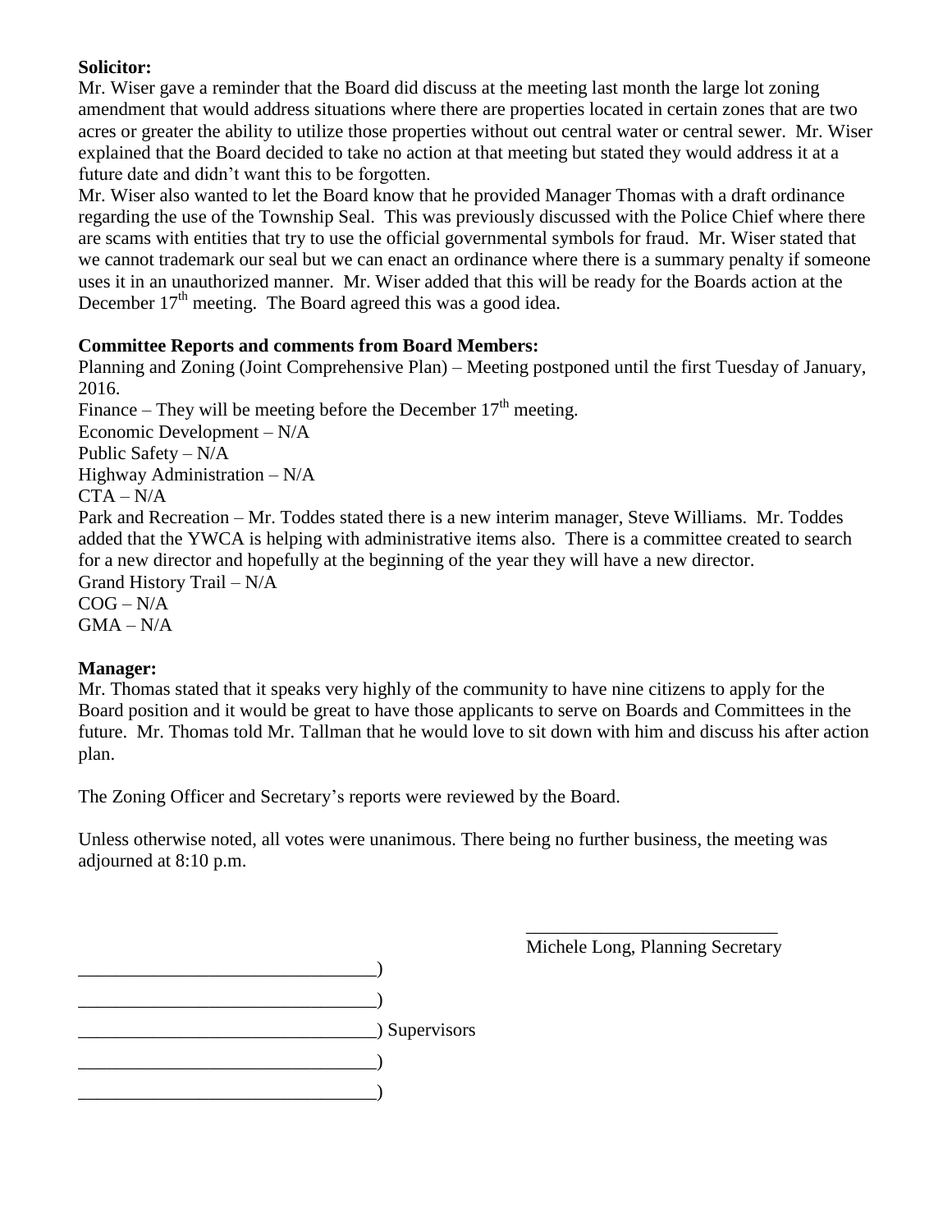**Solicitor:**

Mr. Wiser gave a reminder that the Board did discuss at the meeting last month the large lot zoning amendment that would address situations where there are properties located in certain zones that are two acres or greater the ability to utilize those properties without out central water or central sewer. Mr. Wiser explained that the Board decided to take no action at that meeting but stated they would address it at a future date and didn't want this to be forgotten.

Mr. Wiser also wanted to let the Board know that he provided Manager Thomas with a draft ordinance regarding the use of the Township Seal. This was previously discussed with the Police Chief where there are scams with entities that try to use the official governmental symbols for fraud. Mr. Wiser stated that we cannot trademark our seal but we can enact an ordinance where there is a summary penalty if someone uses it in an unauthorized manner. Mr. Wiser added that this will be ready for the Boards action at the December 17th meeting. The Board agreed this was a good idea.

**Committee Reports and comments from Board Members:**

Planning and Zoning (Joint Comprehensive Plan) – Meeting postponed until the first Tuesday of January, 2016.

Finance – They will be meeting before the December 17th meeting.

Economic Development – N/A

Public Safety – N/A

Highway Administration – N/A

CTA – N/A

Park and Recreation – Mr. Toddes stated there is a new interim manager, Steve Williams. Mr. Toddes added that the YWCA is helping with administrative items also. There is a committee created to search for a new director and hopefully at the beginning of the year they will have a new director.

Grand History Trail – N/A

COG – N/A

GMA – N/A

**Manager:**

Mr. Thomas stated that it speaks very highly of the community to have nine citizens to apply for the Board position and it would be great to have those applicants to serve on Boards and Committees in the future. Mr. Thomas told Mr. Tallman that he would love to sit down with him and discuss his after action plan.

The Zoning Officer and Secretary's reports were reviewed by the Board.

Unless otherwise noted, all votes were unanimous. There being no further business, the meeting was adjourned at 8:10 p.m.

\_\_\_\_\_\_\_\_\_\_\_\_\_\_\_\_\_\_\_\_\_\_\_\_\_\_\_
Michele Long, Planning Secretary

\_\_\_\_\_\_\_\_\_\_\_\_\_\_\_\_\_\_\_\_\_\_\_\_\_\_\_\_\_\_\_\_)
\_\_\_\_\_\_\_\_\_\_\_\_\_\_\_\_\_\_\_\_\_\_\_\_\_\_\_\_\_\_\_\_)
\_\_\_\_\_\_\_\_\_\_\_\_\_\_\_\_\_\_\_\_\_\_\_\_\_\_\_\_\_\_\_\_) Supervisors
\_\_\_\_\_\_\_\_\_\_\_\_\_\_\_\_\_\_\_\_\_\_\_\_\_\_\_\_\_\_\_\_)
\_\_\_\_\_\_\_\_\_\_\_\_\_\_\_\_\_\_\_\_\_\_\_\_\_\_\_\_\_\_\_\_)